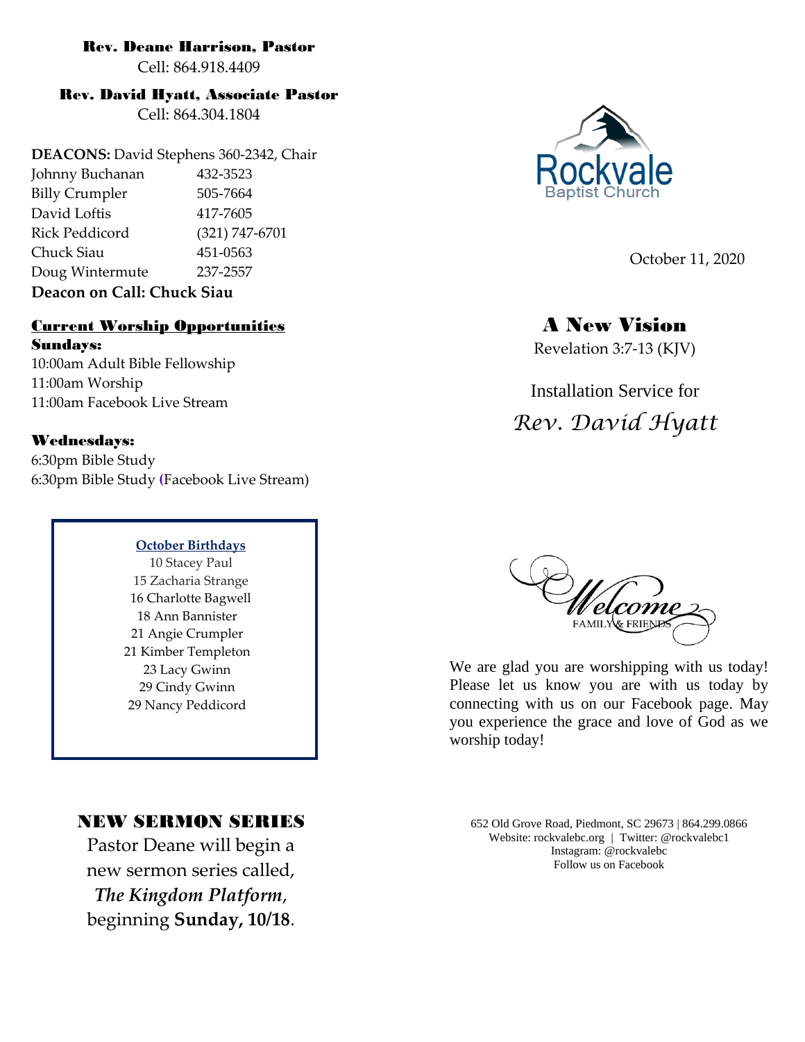**Rev. Deane Harrison, Pastor**
Cell: 864.918.4409

**Rev. David Hyatt, Associate Pastor**
Cell: 864.304.1804

**DEACONS:** David Stephens 360-2342, Chair

| | |
|---|---|
| Johnny Buchanan | 432-3523 |
| Billy Crumpler | 505-7664 |
| David Loftis | 417-7605 |
| Rick Peddicord | (321) 747-6701 |
| Chuck Siau | 451-0563 |
| Doug Wintermute | 237-2557 |

**Deacon on Call: Chuck Siau**

## Current Worship Opportunities

**Sundays:**
10:00am Adult Bible Fellowship
11:00am Worship
11:00am Facebook Live Stream

**Wednesdays:**
6:30pm Bible Study
6:30pm Bible Study (Facebook Live Stream)

**October Birthdays**
10 Stacey Paul
15 Zacharia Strange
16 Charlotte Bagwell
18 Ann Bannister
21 Angie Crumpler
21 Kimber Templeton
23 Lacy Gwinn
29 Cindy Gwinn
29 Nancy Peddicord

## NEW SERMON SERIES

Pastor Deane will begin a new sermon series called, *The Kingdom Platform*, beginning **Sunday, 10/18**.

Rockvale Baptist Church

October 11, 2020

# A New Vision

Revelation 3:7-13 (KJV)

Installation Service for

*Rev. David Hyatt*

Welcome FAMILY & FRIENDS

We are glad you are worshipping with us today! Please let us know you are with us today by connecting with us on our Facebook page. May you experience the grace and love of God as we worship today!

652 Old Grove Road, Piedmont, SC 29673 | 864.299.0866
Website: rockvalebc.org | Twitter: @rockvalebc1
Instagram: @rockvalebc
Follow us on Facebook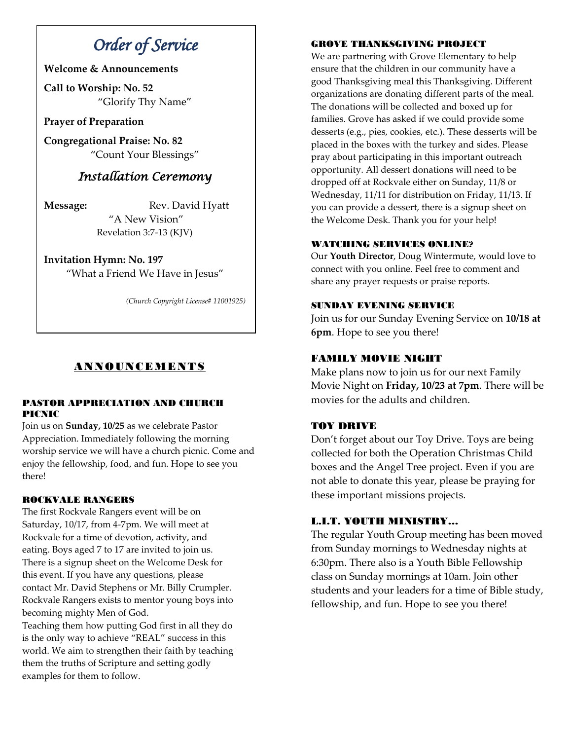# *Order of Service*

**Welcome & Announcements**

**Call to Worship: No. 52**
"Glorify Thy Name"

**Prayer of Preparation**

**Congregational Praise: No. 82**
"Count Your Blessings"

## *Installation Ceremony*

**Message:** Rev. David Hyatt
"A New Vision"
Revelation 3:7-13 (KJV)

**Invitation Hymn: No. 197**
"What a Friend We Have in Jesus"

*(Church Copyright License# 11001925)*

## ANNOUNCEMENTS

### PASTOR APPRECIATION AND CHURCH PICNIC

Join us on **Sunday, 10/25** as we celebrate Pastor Appreciation. Immediately following the morning worship service we will have a church picnic. Come and enjoy the fellowship, food, and fun. Hope to see you there!

### ROCKVALE RANGERS

The first Rockvale Rangers event will be on Saturday, 10/17, from 4-7pm. We will meet at Rockvale for a time of devotion, activity, and eating. Boys aged 7 to 17 are invited to join us. There is a signup sheet on the Welcome Desk for this event. If you have any questions, please contact Mr. David Stephens or Mr. Billy Crumpler. Rockvale Rangers exists to mentor young boys into becoming mighty Men of God.
Teaching them how putting God first in all they do is the only way to achieve "REAL" success in this world. We aim to strengthen their faith by teaching them the truths of Scripture and setting godly examples for them to follow.

### GROVE THANKSGIVING PROJECT

We are partnering with Grove Elementary to help ensure that the children in our community have a good Thanksgiving meal this Thanksgiving. Different organizations are donating different parts of the meal. The donations will be collected and boxed up for families. Grove has asked if we could provide some desserts (e.g., pies, cookies, etc.). These desserts will be placed in the boxes with the turkey and sides. Please pray about participating in this important outreach opportunity. All dessert donations will need to be dropped off at Rockvale either on Sunday, 11/8 or Wednesday, 11/11 for distribution on Friday, 11/13. If you can provide a dessert, there is a signup sheet on the Welcome Desk. Thank you for your help!

### WATCHING SERVICES ONLINE?

Our **Youth Director**, Doug Wintermute, would love to connect with you online. Feel free to comment and share any prayer requests or praise reports.

### SUNDAY EVENING SERVICE

Join us for our Sunday Evening Service on **10/18 at 6pm**. Hope to see you there!

### FAMILY MOVIE NIGHT

Make plans now to join us for our next Family Movie Night on **Friday, 10/23 at 7pm**. There will be movies for the adults and children.

### TOY DRIVE

Don't forget about our Toy Drive. Toys are being collected for both the Operation Christmas Child boxes and the Angel Tree project. Even if you are not able to donate this year, please be praying for these important missions projects.

### L.I.T. YOUTH MINISTRY...

The regular Youth Group meeting has been moved from Sunday mornings to Wednesday nights at 6:30pm. There also is a Youth Bible Fellowship class on Sunday mornings at 10am. Join other students and your leaders for a time of Bible study, fellowship, and fun. Hope to see you there!